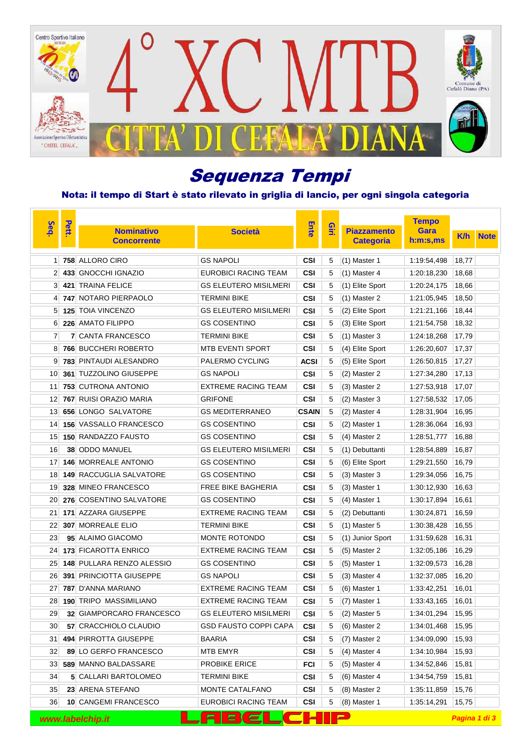# 4° XC MTB CITTA' DI CEFALA' DIANA

## Sequenza Tempi

**Nota: il tempo di Start è stato rilevato in griglia di lancio, per ogni singola categoria**

| Seq. | Pett. | Nominativo Concorrente | Società | Ente | Giri | Piazzamento Categoria | Tempo Gara h:m:s,ms | K/h | Note |
|---|---|---|---|---|---|---|---|---|---|
| 1 | 758 | ALLORO CIRO | GS NAPOLI | CSI | 5 | (1) Master 1 | 1:19:54,498 | 18,77 | |
| 2 | 433 | GNOCCHI IGNAZIO | EUROBICI RACING TEAM | CSI | 5 | (1) Master 4 | 1:20:18,230 | 18,68 | |
| 3 | 421 | TRAINA FELICE | GS ELEUTERO MISILMERI | CSI | 5 | (1) Elite Sport | 1:20:24,175 | 18,66 | |
| 4 | 747 | NOTARO PIERPAOLO | TERMINI BIKE | CSI | 5 | (1) Master 2 | 1:21:05,945 | 18,50 | |
| 5 | 125 | TOIA VINCENZO | GS ELEUTERO MISILMERI | CSI | 5 | (2) Elite Sport | 1:21:21,166 | 18,44 | |
| 6 | 226 | AMATO FILIPPO | GS COSENTINO | CSI | 5 | (3) Elite Sport | 1:21:54,758 | 18,32 | |
| 7 | 7 | CANTA FRANCESCO | TERMINI BIKE | CSI | 5 | (1) Master 3 | 1:24:18,268 | 17,79 | |
| 8 | 766 | BUCCHERI ROBERTO | MTB EVENTI SPORT | CSI | 5 | (4) Elite Sport | 1:26:20,607 | 17,37 | |
| 9 | 783 | PINTAUDI ALESANDRO | PALERMO CYCLING | ACSI | 5 | (5) Elite Sport | 1:26:50,815 | 17,27 | |
| 10 | 361 | TUZZOLINO GIUSEPPE | GS NAPOLI | CSI | 5 | (2) Master 2 | 1:27:34,280 | 17,13 | |
| 11 | 753 | CUTRONA ANTONIO | EXTREME RACING TEAM | CSI | 5 | (3) Master 2 | 1:27:53,918 | 17,07 | |
| 12 | 767 | RUISI ORAZIO MARIA | GRIFONE | CSI | 5 | (2) Master 3 | 1:27:58,532 | 17,05 | |
| 13 | 656 | LONGO SALVATORE | GS MEDITERRANEO | CSAIN | 5 | (2) Master 4 | 1:28:31,904 | 16,95 | |
| 14 | 156 | VASSALLO FRANCESCO | GS COSENTINO | CSI | 5 | (2) Master 1 | 1:28:36,064 | 16,93 | |
| 15 | 150 | RANDAZZO FAUSTO | GS COSENTINO | CSI | 5 | (4) Master 2 | 1:28:51,777 | 16,88 | |
| 16 | 38 | ODDO MANUEL | GS ELEUTERO MISILMERI | CSI | 5 | (1) Debuttanti | 1:28:54,889 | 16,87 | |
| 17 | 146 | MORREALE ANTONIO | GS COSENTINO | CSI | 5 | (6) Elite Sport | 1:29:21,550 | 16,79 | |
| 18 | 149 | RACCUGLIA SALVATORE | GS COSENTINO | CSI | 5 | (3) Master 3 | 1:29:34,056 | 16,75 | |
| 19 | 328 | MINEO FRANCESCO | FREE BIKE BAGHERIA | CSI | 5 | (3) Master 1 | 1:30:12,930 | 16,63 | |
| 20 | 276 | COSENTINO SALVATORE | GS COSENTINO | CSI | 5 | (4) Master 1 | 1:30:17,894 | 16,61 | |
| 21 | 171 | AZZARA GIUSEPPE | EXTREME RACING TEAM | CSI | 5 | (2) Debuttanti | 1:30:24,871 | 16,59 | |
| 22 | 307 | MORREALE ELIO | TERMINI BIKE | CSI | 5 | (1) Master 5 | 1:30:38,428 | 16,55 | |
| 23 | 95 | ALAIMO GIACOMO | MONTE ROTONDO | CSI | 5 | (1) Junior Sport | 1:31:59,628 | 16,31 | |
| 24 | 173 | FICAROTTA ENRICO | EXTREME RACING TEAM | CSI | 5 | (5) Master 2 | 1:32:05,186 | 16,29 | |
| 25 | 148 | PULLARA RENZO ALESSIO | GS COSENTINO | CSI | 5 | (5) Master 1 | 1:32:09,573 | 16,28 | |
| 26 | 391 | PRINCIOTTA GIUSEPPE | GS NAPOLI | CSI | 5 | (3) Master 4 | 1:32:37,085 | 16,20 | |
| 27 | 787 | D'ANNA MARIANO | EXTREME RACING TEAM | CSI | 5 | (6) Master 1 | 1:33:42,251 | 16,01 | |
| 28 | 190 | TRIPO MASSIMILIANO | EXTREME RACING TEAM | CSI | 5 | (7) Master 1 | 1:33:43,165 | 16,01 | |
| 29 | 32 | GIAMPORCARO FRANCESCO | GS ELEUTERO MISILMERI | CSI | 5 | (2) Master 5 | 1:34:01,294 | 15,95 | |
| 30 | 57 | CRACCHIOLO CLAUDIO | GSD FAUSTO COPPI CAPA | CSI | 5 | (6) Master 2 | 1:34:01,468 | 15,95 | |
| 31 | 494 | PIRROTTA GIUSEPPE | BAARIA | CSI | 5 | (7) Master 2 | 1:34:09,090 | 15,93 | |
| 32 | 89 | LO GERFO FRANCESCO | MTB EMYR | CSI | 5 | (4) Master 4 | 1:34:10,984 | 15,93 | |
| 33 | 589 | MANNO BALDASSARE | PROBIKE ERICE | FCI | 5 | (5) Master 4 | 1:34:52,846 | 15,81 | |
| 34 | 5 | CALLARI BARTOLOMEO | TERMINI BIKE | CSI | 5 | (6) Master 4 | 1:34:54,759 | 15,81 | |
| 35 | 23 | ARENA STEFANO | MONTE CATALFANO | CSI | 5 | (8) Master 2 | 1:35:11,859 | 15,76 | |
| 36 | 10 | CANGEMI FRANCESCO | EUROBICI RACING TEAM | CSI | 5 | (8) Master 1 | 1:35:14,291 | 15,75 | |

www.labelchip.it LABELCHIP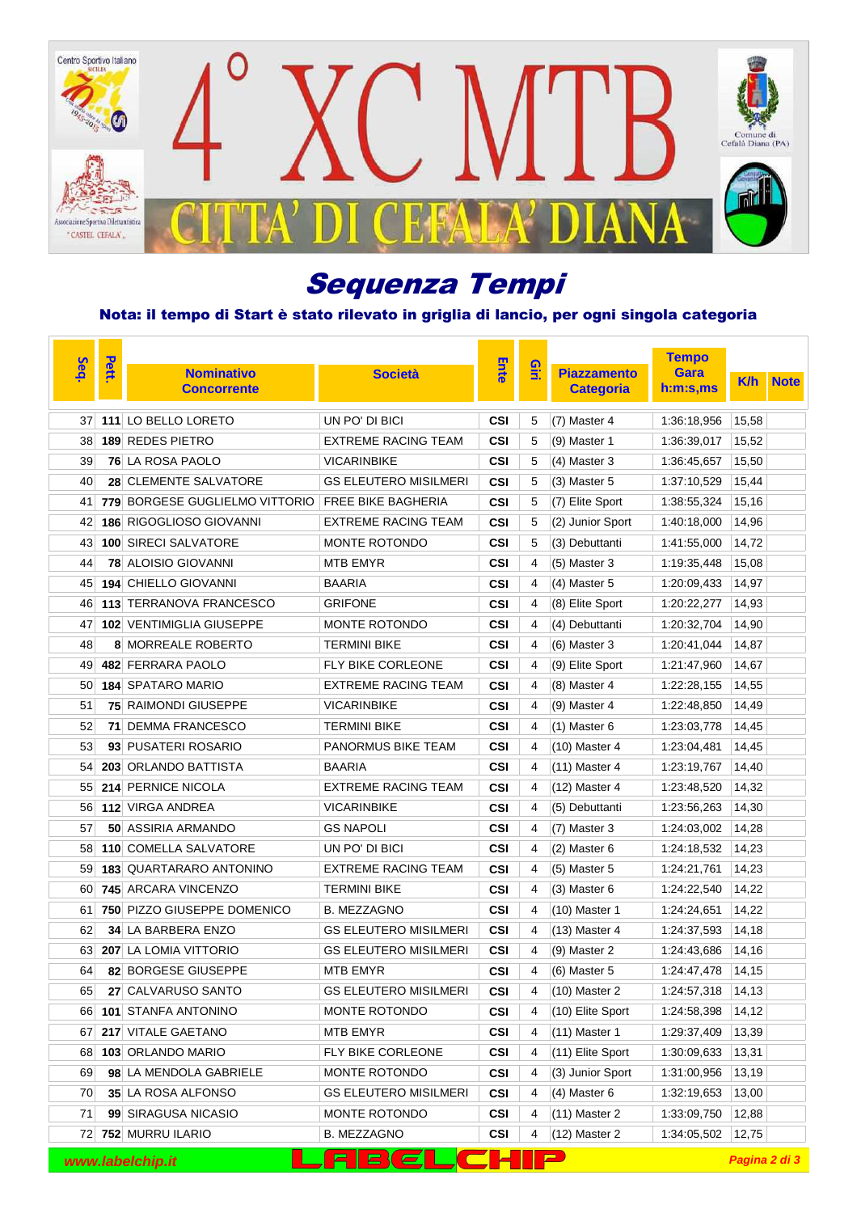# 4° XC MTB CITTA' DI CEFALA' DIANA

## Sequenza Tempi

**Nota: il tempo di Start è stato rilevato in griglia di lancio, per ogni singola categoria**

| Seq. | Pett. | Nominativo Concorrente | Società | Ente | Giri | Piazzamento Categoria | Tempo Gara h:m:s,ms | K/h | Note |
|---|---|---|---|---|---|---|---|---|---|
| 37 | **111** | LO BELLO LORETO | UN PO' DI BICI | **CSI** | 5 | (7) Master 4 | 1:36:18,956 | 15,58 | |
| 38 | **189** | REDES PIETRO | EXTREME RACING TEAM | **CSI** | 5 | (9) Master 1 | 1:36:39,017 | 15,52 | |
| 39 | **76** | LA ROSA PAOLO | VICARINBIKE | **CSI** | 5 | (4) Master 3 | 1:36:45,657 | 15,50 | |
| 40 | **28** | CLEMENTE SALVATORE | GS ELEUTERO MISILMERI | **CSI** | 5 | (3) Master 5 | 1:37:10,529 | 15,44 | |
| 41 | **779** | BORGESE GUGLIELMO VITTORIO | FREE BIKE BAGHERIA | **CSI** | 5 | (7) Elite Sport | 1:38:55,324 | 15,16 | |
| 42 | **186** | RIGOGLIOSO GIOVANNI | EXTREME RACING TEAM | **CSI** | 5 | (2) Junior Sport | 1:40:18,000 | 14,96 | |
| 43 | **100** | SIRECI SALVATORE | MONTE ROTONDO | **CSI** | 5 | (3) Debuttanti | 1:41:55,000 | 14,72 | |
| 44 | **78** | ALOISIO GIOVANNI | MTB EMYR | **CSI** | 4 | (5) Master 3 | 1:19:35,448 | 15,08 | |
| 45 | **194** | CHIELLO GIOVANNI | BAARIA | **CSI** | 4 | (4) Master 5 | 1:20:09,433 | 14,97 | |
| 46 | **113** | TERRANOVA FRANCESCO | GRIFONE | **CSI** | 4 | (8) Elite Sport | 1:20:22,277 | 14,93 | |
| 47 | **102** | VENTIMIGLIA GIUSEPPE | MONTE ROTONDO | **CSI** | 4 | (4) Debuttanti | 1:20:32,704 | 14,90 | |
| 48 | **8** | MORREALE ROBERTO | TERMINI BIKE | **CSI** | 4 | (6) Master 3 | 1:20:41,044 | 14,87 | |
| 49 | **482** | FERRARA PAOLO | FLY BIKE CORLEONE | **CSI** | 4 | (9) Elite Sport | 1:21:47,960 | 14,67 | |
| 50 | **184** | SPATARO MARIO | EXTREME RACING TEAM | **CSI** | 4 | (8) Master 4 | 1:22:28,155 | 14,55 | |
| 51 | **75** | RAIMONDI GIUSEPPE | VICARINBIKE | **CSI** | 4 | (9) Master 4 | 1:22:48,850 | 14,49 | |
| 52 | **71** | DEMMA FRANCESCO | TERMINI BIKE | **CSI** | 4 | (1) Master 6 | 1:23:03,778 | 14,45 | |
| 53 | **93** | PUSATERI ROSARIO | PANORMUS BIKE TEAM | **CSI** | 4 | (10) Master 4 | 1:23:04,481 | 14,45 | |
| 54 | **203** | ORLANDO BATTISTA | BAARIA | **CSI** | 4 | (11) Master 4 | 1:23:19,767 | 14,40 | |
| 55 | **214** | PERNICE NICOLA | EXTREME RACING TEAM | **CSI** | 4 | (12) Master 4 | 1:23:48,520 | 14,32 | |
| 56 | **112** | VIRGA ANDREA | VICARINBIKE | **CSI** | 4 | (5) Debuttanti | 1:23:56,263 | 14,30 | |
| 57 | **50** | ASSIRIA ARMANDO | GS NAPOLI | **CSI** | 4 | (7) Master 3 | 1:24:03,002 | 14,28 | |
| 58 | **110** | COMELLA SALVATORE | UN PO' DI BICI | **CSI** | 4 | (2) Master 6 | 1:24:18,532 | 14,23 | |
| 59 | **183** | QUARTARARO ANTONINO | EXTREME RACING TEAM | **CSI** | 4 | (5) Master 5 | 1:24:21,761 | 14,23 | |
| 60 | **745** | ARCARA VINCENZO | TERMINI BIKE | **CSI** | 4 | (3) Master 6 | 1:24:22,540 | 14,22 | |
| 61 | **750** | PIZZO GIUSEPPE DOMENICO | B. MEZZAGNO | **CSI** | 4 | (10) Master 1 | 1:24:24,651 | 14,22 | |
| 62 | **34** | LA BARBERA ENZO | GS ELEUTERO MISILMERI | **CSI** | 4 | (13) Master 4 | 1:24:37,593 | 14,18 | |
| 63 | **207** | LA LOMIA VITTORIO | GS ELEUTERO MISILMERI | **CSI** | 4 | (9) Master 2 | 1:24:43,686 | 14,16 | |
| 64 | **82** | BORGESE GIUSEPPE | MTB EMYR | **CSI** | 4 | (6) Master 5 | 1:24:47,478 | 14,15 | |
| 65 | **27** | CALVARUSO SANTO | GS ELEUTERO MISILMERI | **CSI** | 4 | (10) Master 2 | 1:24:57,318 | 14,13 | |
| 66 | **101** | STANFA ANTONINO | MONTE ROTONDO | **CSI** | 4 | (10) Elite Sport | 1:24:58,398 | 14,12 | |
| 67 | **217** | VITALE GAETANO | MTB EMYR | **CSI** | 4 | (11) Master 1 | 1:29:37,409 | 13,39 | |
| 68 | **103** | ORLANDO MARIO | FLY BIKE CORLEONE | **CSI** | 4 | (11) Elite Sport | 1:30:09,633 | 13,31 | |
| 69 | **98** | LA MENDOLA GABRIELE | MONTE ROTONDO | **CSI** | 4 | (3) Junior Sport | 1:31:00,956 | 13,19 | |
| 70 | **35** | LA ROSA ALFONSO | GS ELEUTERO MISILMERI | **CSI** | 4 | (4) Master 6 | 1:32:19,653 | 13,00 | |
| 71 | **99** | SIRAGUSA NICASIO | MONTE ROTONDO | **CSI** | 4 | (11) Master 2 | 1:33:09,750 | 12,88 | |
| 72 | **752** | MURRU ILARIO | B. MEZZAGNO | **CSI** | 4 | (12) Master 2 | 1:34:05,502 | 12,75 | |

www.labelchip.it — LABELCHIP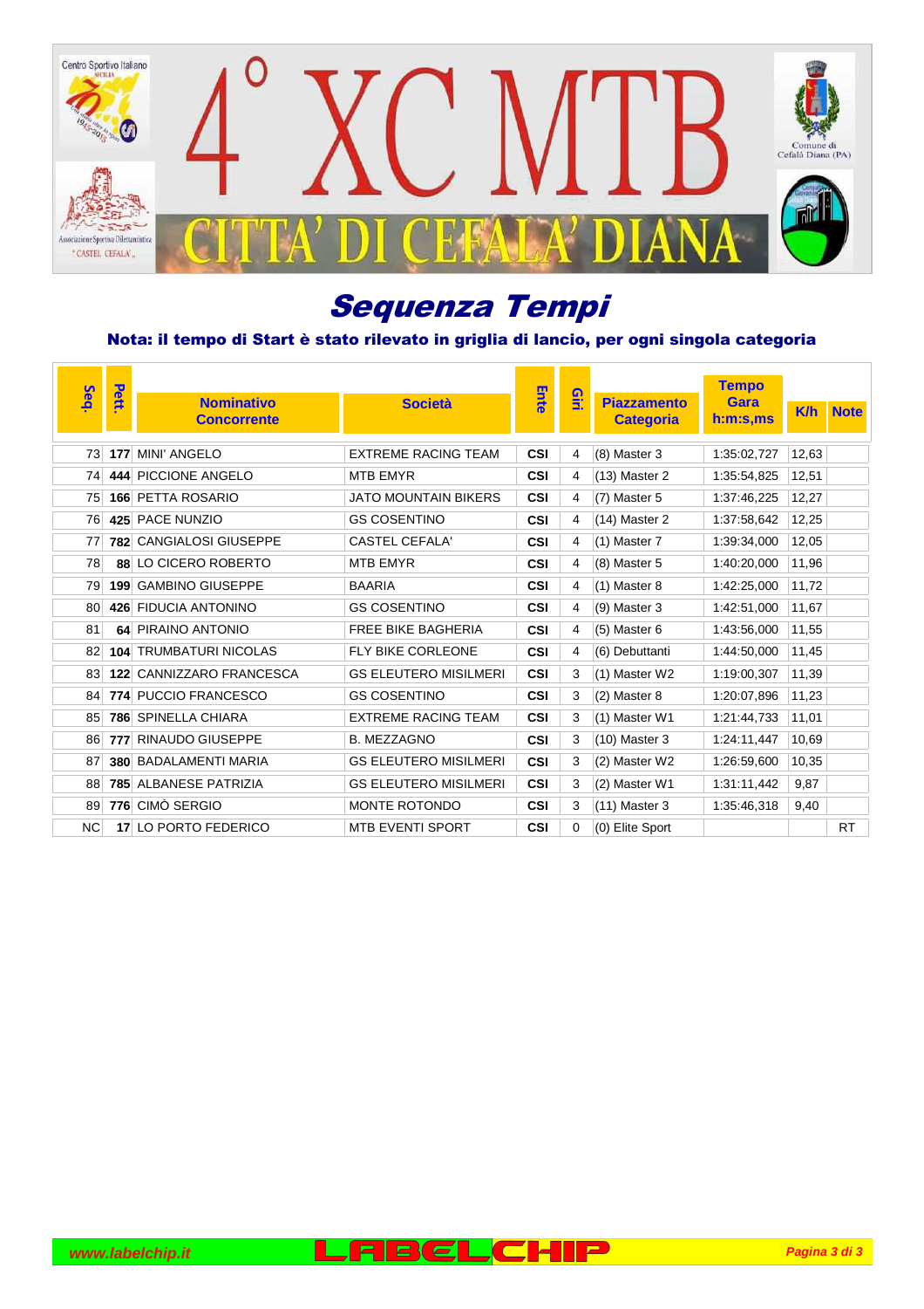# 4° XC MTB

## CITTA' DI CEFALA' DIANA

Centro Sportivo Italiano

Associazione Sportiva Dilettantistica "CASTEL CEFALA'"

Comune di Cefalà Diana (PA)

## Sequenza Tempi

**Nota: il tempo di Start è stato rilevato in griglia di lancio, per ogni singola categoria**

| Seq. | Pett. | Nominativo Concorrente | Società | Ente | Giri | Piazzamento Categoria | Tempo Gara h:m:s,ms | K/h | Note |
|---|---|---|---|---|---|---|---|---|---|
| 73 | **177** | MINI' ANGELO | EXTREME RACING TEAM | **CSI** | 4 | (8) Master 3 | 1:35:02,727 | 12,63 | |
| 74 | **444** | PICCIONE ANGELO | MTB EMYR | **CSI** | 4 | (13) Master 2 | 1:35:54,825 | 12,51 | |
| 75 | **166** | PETTA ROSARIO | JATO MOUNTAIN BIKERS | **CSI** | 4 | (7) Master 5 | 1:37:46,225 | 12,27 | |
| 76 | **425** | PACE NUNZIO | GS COSENTINO | **CSI** | 4 | (14) Master 2 | 1:37:58,642 | 12,25 | |
| 77 | **782** | CANGIALOSI GIUSEPPE | CASTEL CEFALA' | **CSI** | 4 | (1) Master 7 | 1:39:34,000 | 12,05 | |
| 78 | **88** | LO CICERO ROBERTO | MTB EMYR | **CSI** | 4 | (8) Master 5 | 1:40:20,000 | 11,96 | |
| 79 | **199** | GAMBINO GIUSEPPE | BAARIA | **CSI** | 4 | (1) Master 8 | 1:42:25,000 | 11,72 | |
| 80 | **426** | FIDUCIA ANTONINO | GS COSENTINO | **CSI** | 4 | (9) Master 3 | 1:42:51,000 | 11,67 | |
| 81 | **64** | PIRAINO ANTONIO | FREE BIKE BAGHERIA | **CSI** | 4 | (5) Master 6 | 1:43:56,000 | 11,55 | |
| 82 | **104** | TRUMBATURI NICOLAS | FLY BIKE CORLEONE | **CSI** | 4 | (6) Debuttanti | 1:44:50,000 | 11,45 | |
| 83 | **122** | CANNIZZARO FRANCESCA | GS ELEUTERO MISILMERI | **CSI** | 3 | (1) Master W2 | 1:19:00,307 | 11,39 | |
| 84 | **774** | PUCCIO FRANCESCO | GS COSENTINO | **CSI** | 3 | (2) Master 8 | 1:20:07,896 | 11,23 | |
| 85 | **786** | SPINELLA CHIARA | EXTREME RACING TEAM | **CSI** | 3 | (1) Master W1 | 1:21:44,733 | 11,01 | |
| 86 | **777** | RINAUDO GIUSEPPE | B. MEZZAGNO | **CSI** | 3 | (10) Master 3 | 1:24:11,447 | 10,69 | |
| 87 | **380** | BADALAMENTI MARIA | GS ELEUTERO MISILMERI | **CSI** | 3 | (2) Master W2 | 1:26:59,600 | 10,35 | |
| 88 | **785** | ALBANESE PATRIZIA | GS ELEUTERO MISILMERI | **CSI** | 3 | (2) Master W1 | 1:31:11,442 | 9,87 | |
| 89 | **776** | CIMÒ SERGIO | MONTE ROTONDO | **CSI** | 3 | (11) Master 3 | 1:35:46,318 | 9,40 | |
| NC | **17** | LO PORTO FEDERICO | MTB EVENTI SPORT | **CSI** | 0 | (0) Elite Sport | | | RT |

*www.labelchip.it* LABELCHIP